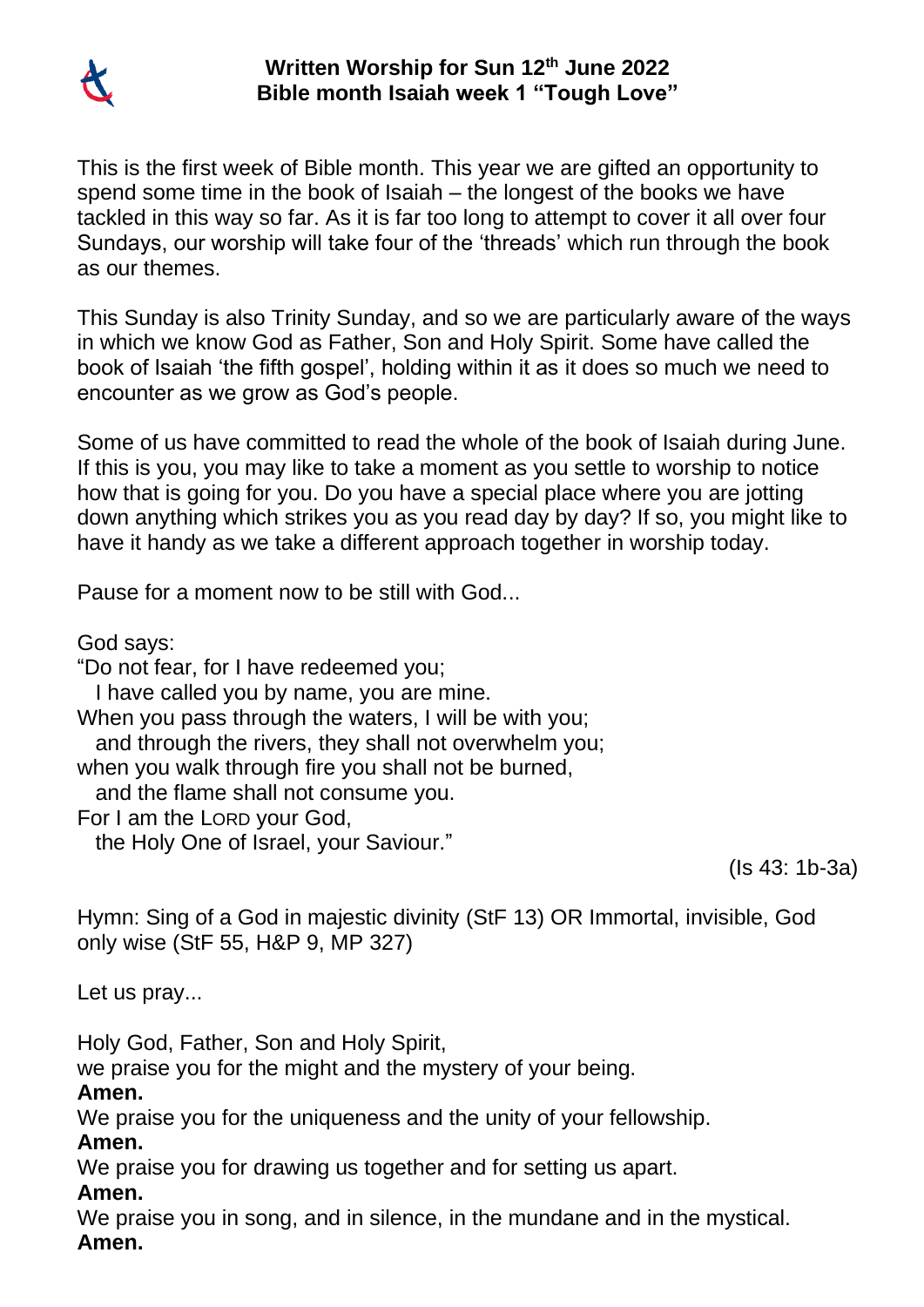# Written Worship for Sun 12th June 2022
## Bible month Isaiah week 1 "Tough Love"

This is the first week of Bible month. This year we are gifted an opportunity to spend some time in the book of Isaiah – the longest of the books we have tackled in this way so far. As it is far too long to attempt to cover it all over four Sundays, our worship will take four of the 'threads' which run through the book as our themes.

This Sunday is also Trinity Sunday, and so we are particularly aware of the ways in which we know God as Father, Son and Holy Spirit. Some have called the book of Isaiah 'the fifth gospel', holding within it as it does so much we need to encounter as we grow as God's people.

Some of us have committed to read the whole of the book of Isaiah during June. If this is you, you may like to take a moment as you settle to worship to notice how that is going for you. Do you have a special place where you are jotting down anything which strikes you as you read day by day? If so, you might like to have it handy as we take a different approach together in worship today.

Pause for a moment now to be still with God...

God says:  
"Do not fear, for I have redeemed you;  
  I have called you by name, you are mine.  
When you pass through the waters, I will be with you;  
  and through the rivers, they shall not overwhelm you;  
when you walk through fire you shall not be burned,  
  and the flame shall not consume you.  
For I am the LORD your God,  
  the Holy One of Israel, your Saviour."

(Is 43: 1b-3a)

Hymn: Sing of a God in majestic divinity (StF 13) OR Immortal, invisible, God only wise (StF 55, H&P 9, MP 327)

Let us pray...

Holy God, Father, Son and Holy Spirit,  
we praise you for the might and the mystery of your being.  
**Amen.**  
We praise you for the uniqueness and the unity of your fellowship.  
**Amen.**  
We praise you for drawing us together and for setting us apart.  
**Amen.**  
We praise you in song, and in silence, in the mundane and in the mystical.  
**Amen.**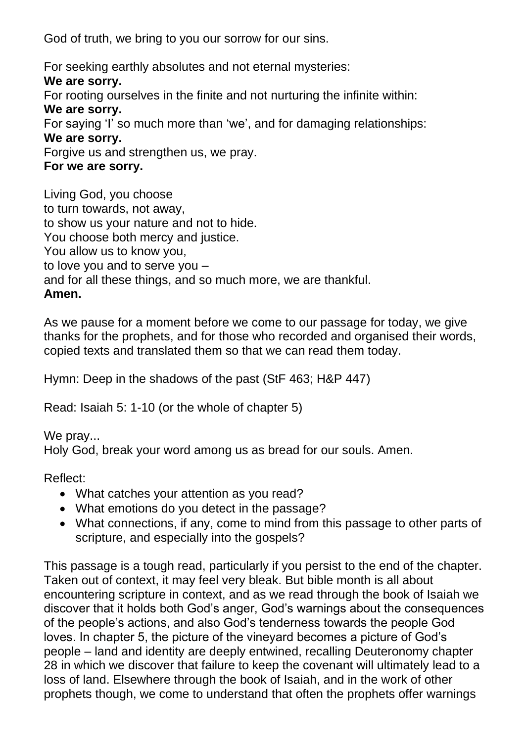God of truth, we bring to you our sorrow for our sins.

For seeking earthly absolutes and not eternal mysteries:
**We are sorry.**
For rooting ourselves in the finite and not nurturing the infinite within:
**We are sorry.**
For saying 'I' so much more than 'we', and for damaging relationships:
**We are sorry.**
Forgive us and strengthen us, we pray.
**For we are sorry.**

Living God, you choose
to turn towards, not away,
to show us your nature and not to hide.
You choose both mercy and justice.
You allow us to know you,
to love you and to serve you –
and for all these things, and so much more, we are thankful.
**Amen.**

As we pause for a moment before we come to our passage for today, we give thanks for the prophets, and for those who recorded and organised their words, copied texts and translated them so that we can read them today.

Hymn: Deep in the shadows of the past (StF 463; H&P 447)

Read: Isaiah 5: 1-10 (or the whole of chapter 5)

We pray...
Holy God, break your word among us as bread for our souls. Amen.

Reflect:

- What catches your attention as you read?
- What emotions do you detect in the passage?
- What connections, if any, come to mind from this passage to other parts of scripture, and especially into the gospels?

This passage is a tough read, particularly if you persist to the end of the chapter. Taken out of context, it may feel very bleak. But bible month is all about encountering scripture in context, and as we read through the book of Isaiah we discover that it holds both God's anger, God's warnings about the consequences of the people's actions, and also God's tenderness towards the people God loves. In chapter 5, the picture of the vineyard becomes a picture of God's people – land and identity are deeply entwined, recalling Deuteronomy chapter 28 in which we discover that failure to keep the covenant will ultimately lead to a loss of land. Elsewhere through the book of Isaiah, and in the work of other prophets though, we come to understand that often the prophets offer warnings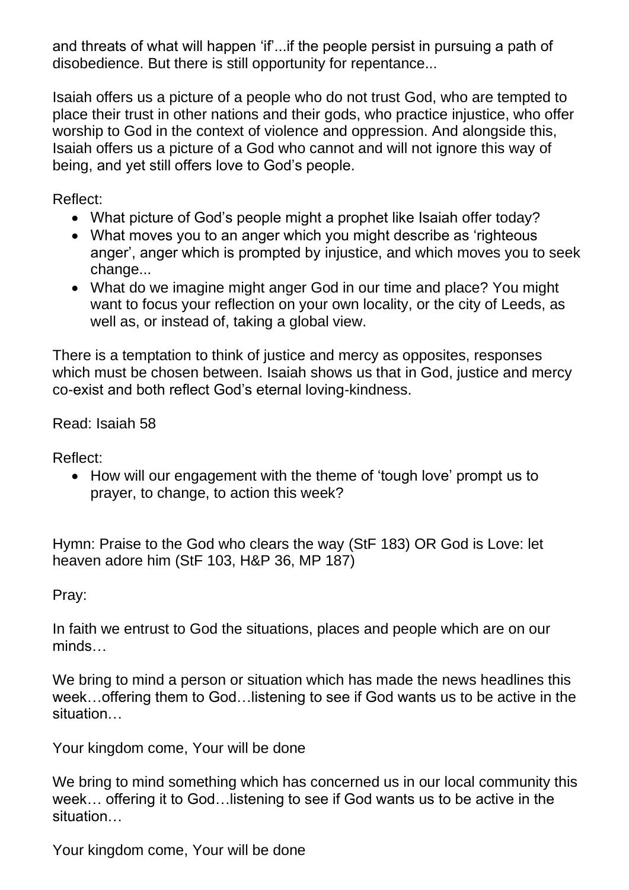and threats of what will happen 'if'...if the people persist in pursuing a path of disobedience. But there is still opportunity for repentance...

Isaiah offers us a picture of a people who do not trust God, who are tempted to place their trust in other nations and their gods, who practice injustice, who offer worship to God in the context of violence and oppression. And alongside this, Isaiah offers us a picture of a God who cannot and will not ignore this way of being, and yet still offers love to God's people.

Reflect:

- What picture of God's people might a prophet like Isaiah offer today?
- What moves you to an anger which you might describe as 'righteous anger', anger which is prompted by injustice, and which moves you to seek change...
- What do we imagine might anger God in our time and place? You might want to focus your reflection on your own locality, or the city of Leeds, as well as, or instead of, taking a global view.

There is a temptation to think of justice and mercy as opposites, responses which must be chosen between. Isaiah shows us that in God, justice and mercy co-exist and both reflect God's eternal loving-kindness.

Read: Isaiah 58

Reflect:

- How will our engagement with the theme of 'tough love' prompt us to prayer, to change, to action this week?

Hymn: Praise to the God who clears the way (StF 183) OR God is Love: let heaven adore him (StF 103, H&P 36, MP 187)

Pray:

In faith we entrust to God the situations, places and people which are on our minds…

We bring to mind a person or situation which has made the news headlines this week…offering them to God…listening to see if God wants us to be active in the situation…

Your kingdom come, Your will be done

We bring to mind something which has concerned us in our local community this week… offering it to God…listening to see if God wants us to be active in the situation…

Your kingdom come, Your will be done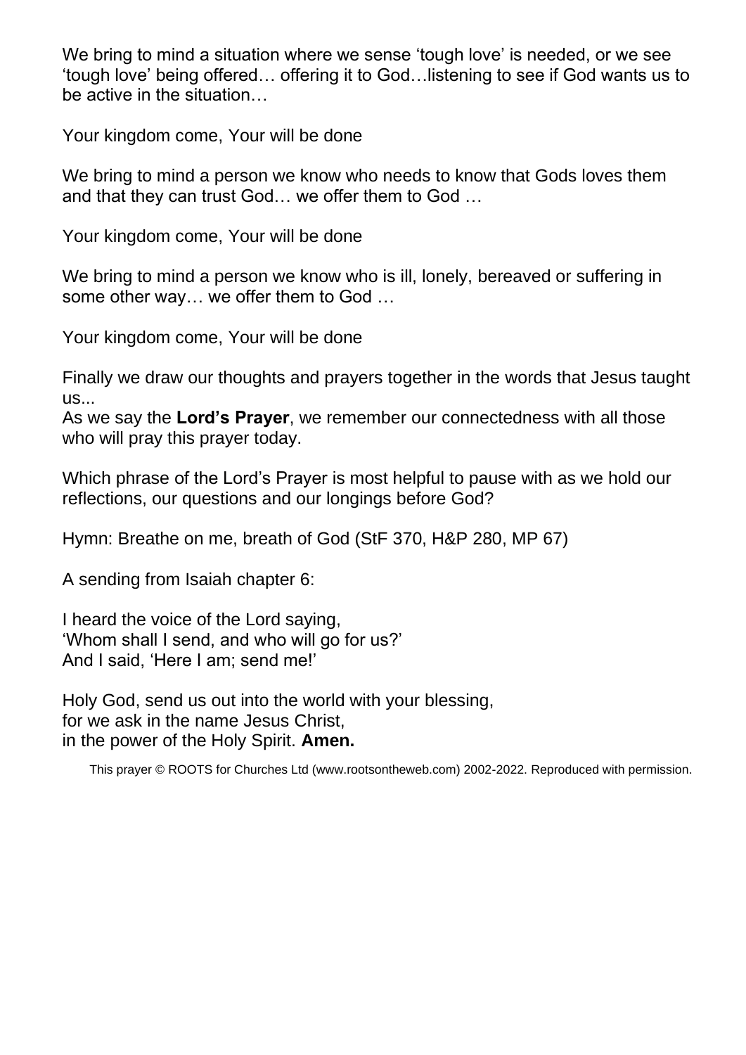We bring to mind a situation where we sense 'tough love' is needed, or we see 'tough love' being offered… offering it to God…listening to see if God wants us to be active in the situation…

Your kingdom come, Your will be done

We bring to mind a person we know who needs to know that Gods loves them and that they can trust God… we offer them to God …

Your kingdom come, Your will be done

We bring to mind a person we know who is ill, lonely, bereaved or suffering in some other way… we offer them to God …

Your kingdom come, Your will be done

Finally we draw our thoughts and prayers together in the words that Jesus taught us...
As we say the **Lord's Prayer**, we remember our connectedness with all those who will pray this prayer today.

Which phrase of the Lord's Prayer is most helpful to pause with as we hold our reflections, our questions and our longings before God?

Hymn: Breathe on me, breath of God (StF 370, H&P 280, MP 67)

A sending from Isaiah chapter 6:

I heard the voice of the Lord saying,
'Whom shall I send, and who will go for us?'
And I said, 'Here I am; send me!'

Holy God, send us out into the world with your blessing,
for we ask in the name Jesus Christ,
in the power of the Holy Spirit. **Amen.**

This prayer © ROOTS for Churches Ltd (www.rootsontheweb.com) 2002-2022. Reproduced with permission.